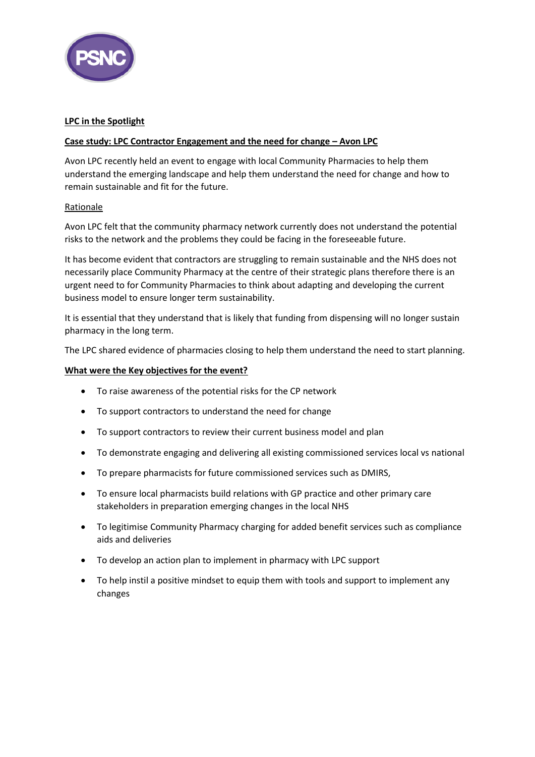**LPC in the Spotlight**

**Case study: LPC Contractor Engagement and the need for change – Avon LPC**

Avon LPC recently held an event to engage with local Community Pharmacies to help them understand the emerging landscape and help them understand the need for change and how to remain sustainable and fit for the future.

Rationale

Avon LPC felt that the community pharmacy network currently does not understand the potential risks to the network and the problems they could be facing in the foreseeable future.

It has become evident that contractors are struggling to remain sustainable and the NHS does not necessarily place Community Pharmacy at the centre of their strategic plans therefore there is an urgent need to for Community Pharmacies to think about adapting and developing the current business model to ensure longer term sustainability.

It is essential that they understand that is likely that funding from dispensing will no longer sustain pharmacy in the long term.

The LPC shared evidence of pharmacies closing to help them understand the need to start planning.

**What were the Key objectives for the event?**

- To raise awareness of the potential risks for the CP network
- To support contractors to understand the need for change
- To support contractors to review their current business model and plan
- To demonstrate engaging and delivering all existing commissioned services local vs national
- To prepare pharmacists for future commissioned services such as DMIRS,
- To ensure local pharmacists build relations with GP practice and other primary care stakeholders in preparation emerging changes in the local NHS
- To legitimise Community Pharmacy charging for added benefit services such as compliance aids and deliveries
- To develop an action plan to implement in pharmacy with LPC support
- To help instil a positive mindset to equip them with tools and support to implement any changes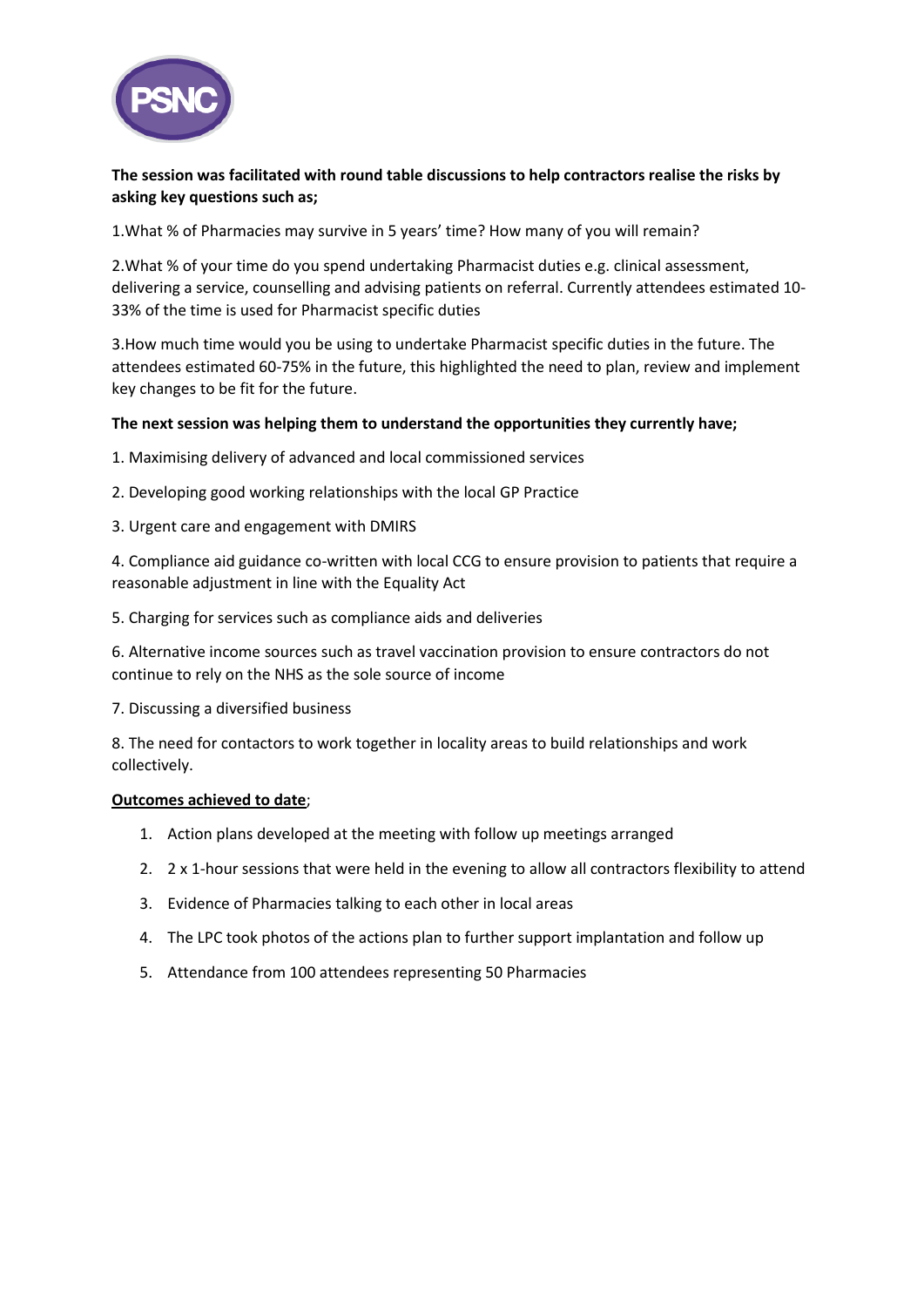**The session was facilitated with round table discussions to help contractors realise the risks by asking key questions such as;**

1.What % of Pharmacies may survive in 5 years' time? How many of you will remain?

2.What % of your time do you spend undertaking Pharmacist duties e.g. clinical assessment, delivering a service, counselling and advising patients on referral. Currently attendees estimated 10-33% of the time is used for Pharmacist specific duties

3.How much time would you be using to undertake Pharmacist specific duties in the future. The attendees estimated 60-75% in the future, this highlighted the need to plan, review and implement key changes to be fit for the future.

**The next session was helping them to understand the opportunities they currently have;**

1. Maximising delivery of advanced and local commissioned services

2. Developing good working relationships with the local GP Practice

3. Urgent care and engagement with DMIRS

4. Compliance aid guidance co-written with local CCG to ensure provision to patients that require a reasonable adjustment in line with the Equality Act

5. Charging for services such as compliance aids and deliveries

6. Alternative income sources such as travel vaccination provision to ensure contractors do not continue to rely on the NHS as the sole source of income

7. Discussing a diversified business

8. The need for contactors to work together in locality areas to build relationships and work collectively.

**<u>Outcomes achieved to date</u>**;

1. Action plans developed at the meeting with follow up meetings arranged
2. 2 x 1-hour sessions that were held in the evening to allow all contractors flexibility to attend
3. Evidence of Pharmacies talking to each other in local areas
4. The LPC took photos of the actions plan to further support implantation and follow up
5. Attendance from 100 attendees representing 50 Pharmacies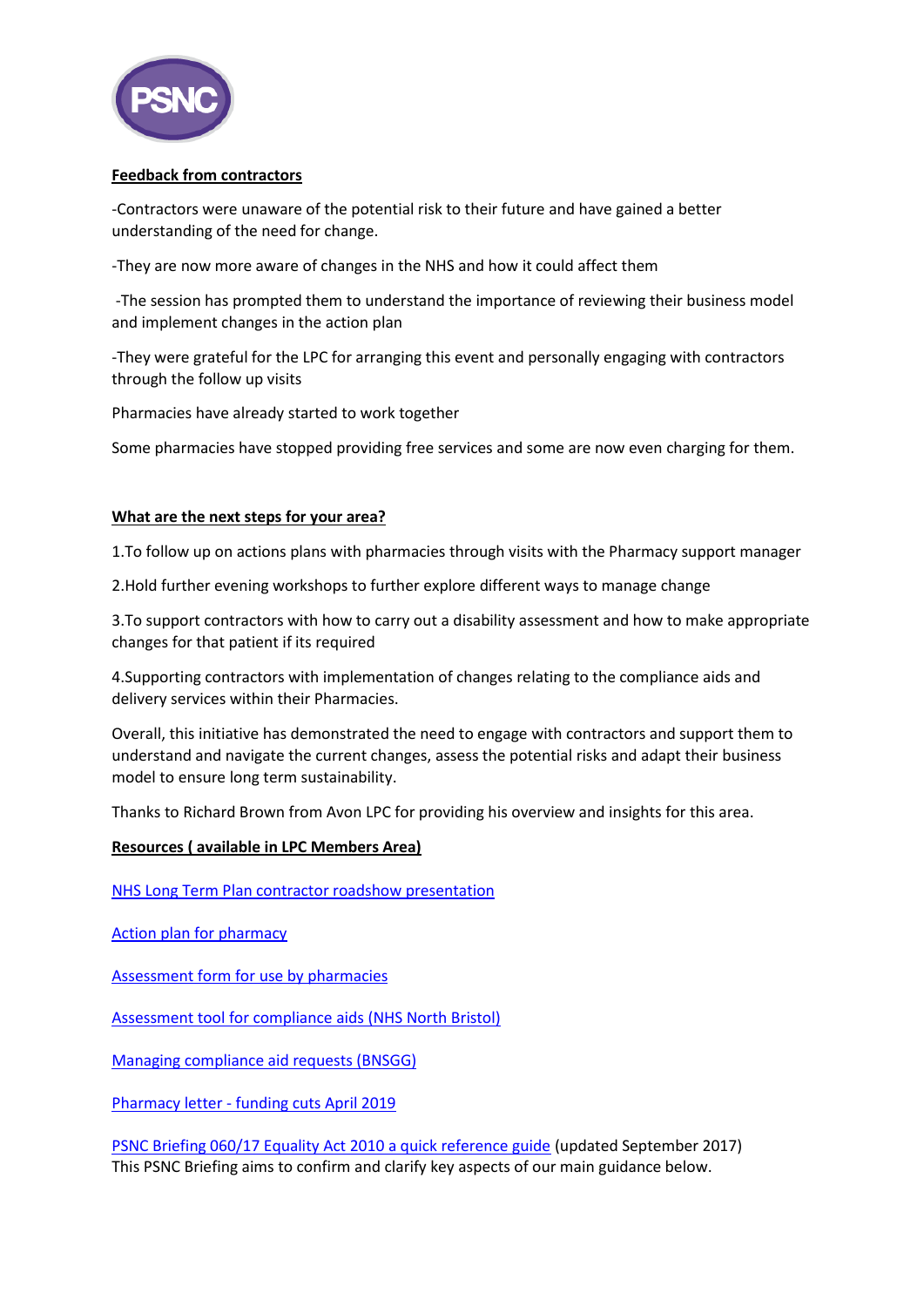**Feedback from contractors**

-Contractors were unaware of the potential risk to their future and have gained a better understanding of the need for change.

-They are now more aware of changes in the NHS and how it could affect them

-The session has prompted them to understand the importance of reviewing their business model and implement changes in the action plan

-They were grateful for the LPC for arranging this event and personally engaging with contractors through the follow up visits

Pharmacies have already started to work together

Some pharmacies have stopped providing free services and some are now even charging for them.

**What are the next steps for your area?**

1.To follow up on actions plans with pharmacies through visits with the Pharmacy support manager

2.Hold further evening workshops to further explore different ways to manage change

3.To support contractors with how to carry out a disability assessment and how to make appropriate changes for that patient if its required

4.Supporting contractors with implementation of changes relating to the compliance aids and delivery services within their Pharmacies.

Overall, this initiative has demonstrated the need to engage with contractors and support them to understand and navigate the current changes, assess the potential risks and adapt their business model to ensure long term sustainability.

Thanks to Richard Brown from Avon LPC for providing his overview and insights for this area.

**Resources ( available in LPC Members Area)**

NHS Long Term Plan contractor roadshow presentation

Action plan for pharmacy

Assessment form for use by pharmacies

Assessment tool for compliance aids (NHS North Bristol)

Managing compliance aid requests (BNSGG)

Pharmacy letter - funding cuts April 2019

PSNC Briefing 060/17 Equality Act 2010 a quick reference guide (updated September 2017)
This PSNC Briefing aims to confirm and clarify key aspects of our main guidance below.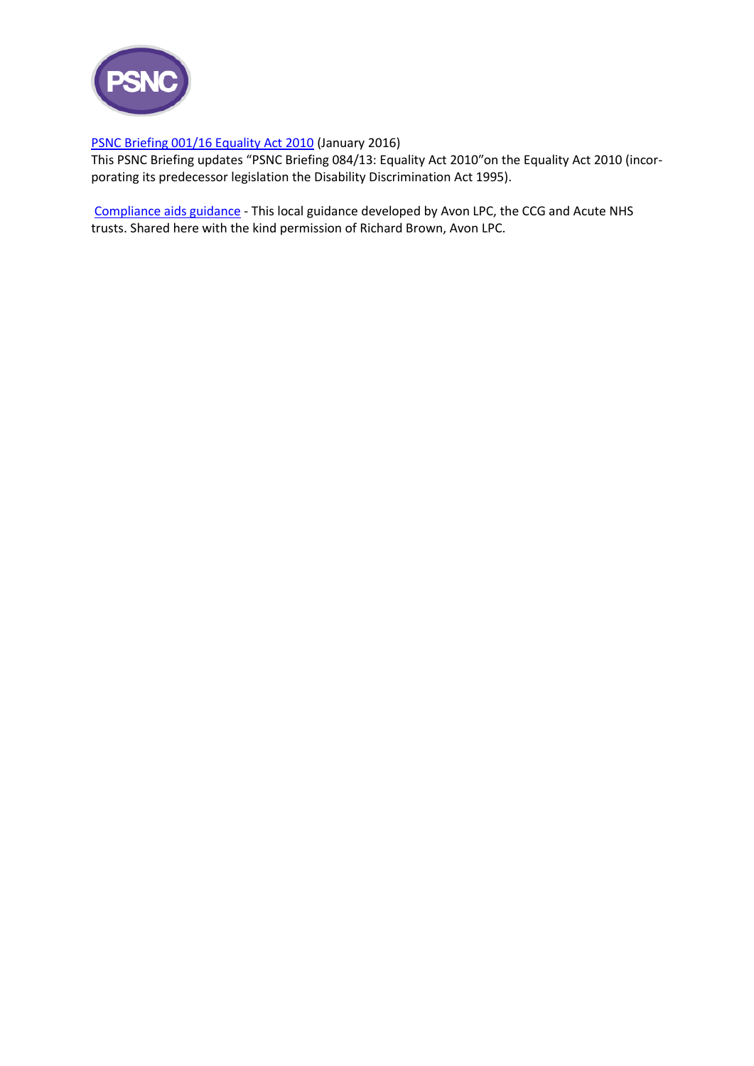[PSNC Briefing 001/16 Equality Act 2010] (January 2016)
This PSNC Briefing updates "PSNC Briefing 084/13: Equality Act 2010"on the Equality Act 2010 (incorporating its predecessor legislation the Disability Discrimination Act 1995).

[Compliance aids guidance] - This local guidance developed by Avon LPC, the CCG and Acute NHS trusts. Shared here with the kind permission of Richard Brown, Avon LPC.